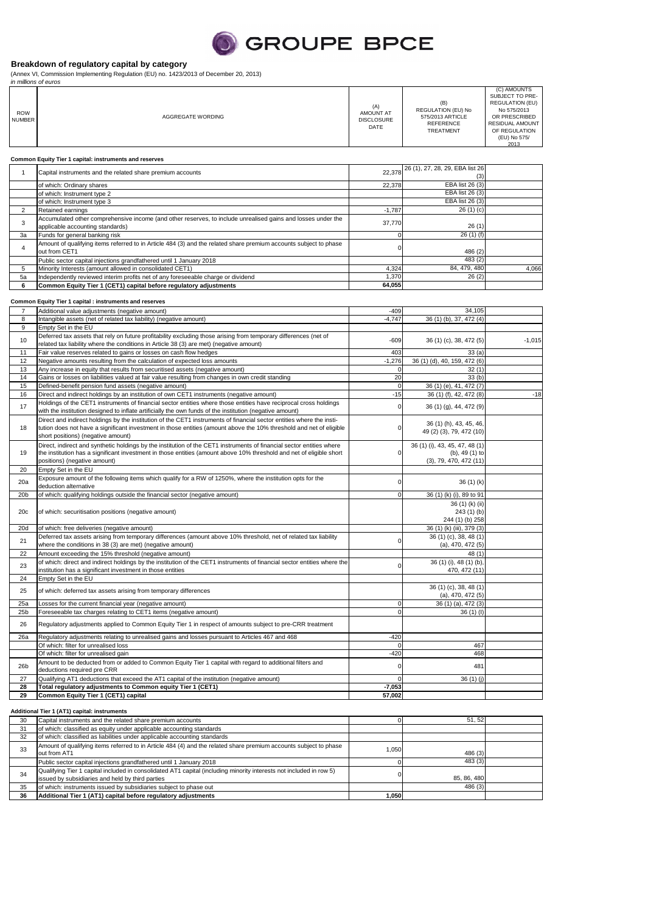# Breakdown of regulatory capital by category

(Annex VI, Commission Implementing Regulation (EU) no. 1423/2013 of December 20, 2013)

*in millions of euros*

| ROW NUMBER | AGGREGATE WORDING | (A) AMOUNT AT DISCLOSURE DATE | (B) REGULATION (EU) No 575/2013 ARTICLE REFERENCE TREATMENT | (C) AMOUNTS SUBJECT TO PRE-REGULATION (EU) No 575/2013 OR PRESCRIBED RESIDUAL AMOUNT OF REGULATION (EU) No 575/ 2013 |
|---|---|---|---|---|
| | **Common Equity Tier 1 capital: instruments and reserves** | | | |
| 1 | Capital instruments and the related share premium accounts | 22,378 | 26 (1), 27, 28, 29, EBA list 26 (3) | |
| | of which: Ordinary shares | 22,378 | EBA list 26 (3) | |
| | of which: Instrument type 2 | | EBA list 26 (3) | |
| | of which: Instrument type 3 | | EBA list 26 (3) | |
| 2 | Retained earnings | -1,787 | 26 (1) (c) | |
| 3 | Accumulated other comprehensive income (and other reserves, to include unrealised gains and losses under the applicable accounting standards) | 37,770 | 26 (1) | |
| 3a | Funds for general banking risk | 0 | 26 (1) (f) | |
| 4 | Amount of qualifying items referred to in Article 484 (3) and the related share premium accounts subject to phase out from CET1 | 0 | 486 (2) | |
| | Public sector capital injections grandfathered until 1 January 2018 | | 483 (2) | |
| 5 | Minority Interests (amount allowed in consolidated CET1) | 4,324 | 84, 479, 480 | 4,066 |
| 5a | Independently reviewed interim profits net of any foreseeable charge or dividend | 1,370 | 26 (2) | |
| **6** | **Common Equity Tier 1 (CET1) capital before regulatory adjustments** | **64,055** | | |
| | **Common Equity Tier 1 capital : instruments and reserves** | | | |
| 7 | Additional value adjustments (negative amount) | -409 | 34,105 | |
| 8 | Intangible assets (net of related tax liability) (negative amount) | -4,747 | 36 (1) (b), 37, 472 (4) | |
| 9 | Empty Set in the EU | | | |
| 10 | Deferred tax assets that rely on future profitability excluding those arising from temporary differences (net of related tax liability where the conditions in Article 38 (3) are met) (negative amount) | -609 | 36 (1) (c), 38, 472 (5) | -1,015 |
| 11 | Fair value reserves related to gains or losses on cash flow hedges | 403 | 33 (a) | |
| 12 | Negative amounts resulting from the calculation of expected loss amounts | -1,276 | 36 (1) (d), 40, 159, 472 (6) | |
| 13 | Any increase in equity that results from securitised assets (negative amount) | 0 | 32 (1) | |
| 14 | Gains or losses on liabilities valued at fair value resulting from changes in own credit standing | 20 | 33 (b) | |
| 15 | Defined-benefit pension fund assets (negative amount) | 0 | 36 (1) (e), 41, 472 (7) | |
| 16 | Direct and indirect holdings by an institution of own CET1 instruments (negative amount) | -15 | 36 (1) (f), 42, 472 (8) | -18 |
| 17 | Holdings of the CET1 instruments of financial sector entities where those entities have reciprocal cross holdings with the institution designed to inflate artificially the own funds of the institution (negative amount) | 0 | 36 (1) (g), 44, 472 (9) | |
| 18 | Direct and indirect holdings by the institution of the CET1 instruments of financial sector entities where the institution does not have a significant investment in those entities (amount above the 10% threshold and net of eligible short positions) (negative amount) | 0 | 36 (1) (h), 43, 45, 46, 49 (2) (3), 79, 472 (10) | |
| 19 | Direct, indirect and synthetic holdings by the institution of the CET1 instruments of financial sector entities where the institution has a significant investment in those entities (amount above 10% threshold and net of eligible short positions) (negative amount) | 0 | 36 (1) (i), 43, 45, 47, 48 (1) (b), 49 (1) to (3), 79, 470, 472 (11) | |
| 20 | Empty Set in the EU | | | |
| 20a | Exposure amount of the following items which qualify for a RW of 1250%, where the institution opts for the deduction alternative | 0 | 36 (1) (k) | |
| 20b | of which: qualifying holdings outside the financial sector (negative amount) | 0 | 36 (1) (k) (i), 89 to 91 | |
| 20c | of which: securitisation positions (negative amount) | | 36 (1) (k) (ii) 243 (1) (b) 244 (1) (b) 258 | |
| 20d | of which: free deliveries (negative amount) | | 36 (1) (k) (iii), 379 (3) | |
| 21 | Deferred tax assets arising from temporary differences (amount above 10% threshold, net of related tax liability where the conditions in 38 (3) are met) (negative amount) | 0 | 36 (1) (c), 38, 48 (1) (a), 470, 472 (5) | |
| 22 | Amount exceeding the 15% threshold (negative amount) | | 48 (1) | |
| 23 | of which: direct and indirect holdings by the institution of the CET1 instruments of financial sector entities where the institution has a significant investment in those entities | 0 | 36 (1) (i), 48 (1) (b), 470, 472 (11) | |
| 24 | Empty Set in the EU | | | |
| 25 | of which: deferred tax assets arising from temporary differences | | 36 (1) (c), 38, 48 (1) (a), 470, 472 (5) | |
| 25a | Losses for the current financial year (negative amount) | 0 | 36 (1) (a), 472 (3) | |
| 25b | Foreseeable tax charges relating to CET1 items (negative amount) | 0 | 36 (1) (l) | |
| 26 | Regulatory adjustments applied to Common Equity Tier 1 in respect of amounts subject to pre-CRR treatment | | | |
| 26a | Regulatory adjustments relating to unrealised gains and losses pursuant to Articles 467 and 468 | -420 | | |
| | Of which: filter for unrealised loss | 0 | 467 | |
| | Of which: filter for unrealised gain | -420 | 468 | |
| 26b | Amount to be deducted from or added to Common Equity Tier 1 capital with regard to additional filters and deductions required pre CRR | 0 | 481 | |
| 27 | Qualifying AT1 deductions that exceed the AT1 capital of the institution (negative amount) | 0 | 36 (1) (j) | |
| **28** | **Total regulatory adjustments to Common equity Tier 1 (CET1)** | **-7,053** | | |
| **29** | **Common Equity Tier 1 (CET1) capital** | **57,002** | | |
| | **Additional Tier 1 (AT1) capital: instruments** | | | |
| 30 | Capital instruments and the related share premium accounts | 0 | 51, 52 | |
| 31 | of which: classified as equity under applicable accounting standards | | | |
| 32 | of which: classified as liabilities under applicable accounting standards | | | |
| 33 | Amount of qualifying items referred to in Article 484 (4) and the related share premium accounts subject to phase out from AT1 | 1,050 | 486 (3) | |
| | Public sector capital injections grandfathered until 1 January 2018 | 0 | 483 (3) | |
| 34 | Qualifying Tier 1 capital included in consolidated AT1 capital (including minority interests not included in row 5) issued by subsidiaries and held by third parties | 0 | 85, 86, 480 | |
| 35 | of which: instruments issued by subsidiaries subject to phase out | | 486 (3) | |
| **36** | **Additional Tier 1 (AT1) capital before regulatory adjustments** | **1,050** | | |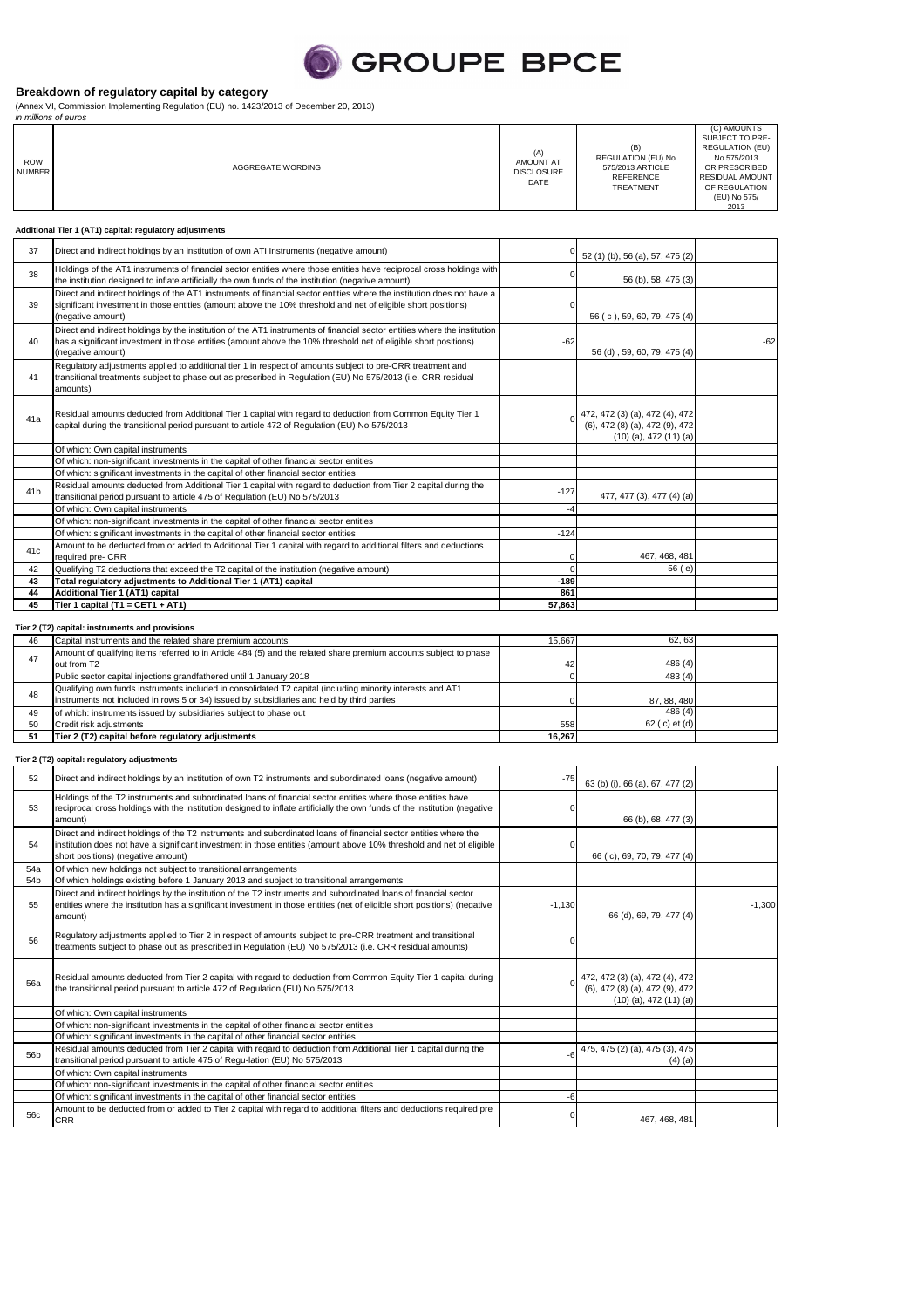# GROUPE BPCE

## Breakdown of regulatory capital by category

(Annex VI, Commission Implementing Regulation (EU) no. 1423/2013 of December 20, 2013)

*in millions of euros*

| ROW NUMBER | AGGREGATE WORDING | (A) AMOUNT AT DISCLOSURE DATE | (B) REGULATION (EU) No 575/2013 ARTICLE REFERENCE TREATMENT | (C) AMOUNTS SUBJECT TO PRE-REGULATION (EU) No 575/2013 OR PRESCRIBED RESIDUAL AMOUNT OF REGULATION (EU) No 575/ 2013 |
|---|---|---|---|---|

### Additional Tier 1 (AT1) capital: regulatory adjustments

| ROW NUMBER | AGGREGATE WORDING | (A) | (B) | (C) |
|---|---|---|---|---|
| 37 | Direct and indirect holdings by an institution of own ATI Instruments (negative amount) | 0 | 52 (1) (b), 56 (a), 57, 475 (2) | |
| 38 | Holdings of the AT1 instruments of financial sector entities where those entities have reciprocal cross holdings with the institution designed to inflate artificially the own funds of the institution (negative amount) | 0 | 56 (b), 58, 475 (3) | |
| 39 | Direct and indirect holdings of the AT1 instruments of financial sector entities where the institution does not have a significant investment in those entities (amount above the 10% threshold and net of eligible short positions) (negative amount) | 0 | 56 ( c ), 59, 60, 79, 475 (4) | |
| 40 | Direct and indirect holdings by the institution of the AT1 instruments of financial sector entities where the institution has a significant investment in those entities (amount above the 10% threshold net of eligible short positions) (negative amount) | -62 | 56 (d) , 59, 60, 79, 475 (4) | -62 |
| 41 | Regulatory adjustments applied to additional tier 1 in respect of amounts subject to pre-CRR treatment and transitional treatments subject to phase out as prescribed in Regulation (EU) No 575/2013 (i.e. CRR residual amounts) | | | |
| 41a | Residual amounts deducted from Additional Tier 1 capital with regard to deduction from Common Equity Tier 1 capital during the transitional period pursuant to article 472 of Regulation (EU) No 575/2013 | 0 | 472, 472 (3) (a), 472 (4), 472 (6), 472 (8) (a), 472 (9), 472 (10) (a), 472 (11) (a) | |
| | Of which: Own capital instruments | | | |
| | Of which: non-significant investments in the capital of other financial sector entities | | | |
| | Of which: significant investments in the capital of other financial sector entities | | | |
| 41b | Residual amounts deducted from Additional Tier 1 capital with regard to deduction from Tier 2 capital during the transitional period pursuant to article 475 of Regulation (EU) No 575/2013 | -127 | 477, 477 (3), 477 (4) (a) | |
| | Of which: Own capital instruments | -4 | | |
| | Of which: non-significant investments in the capital of other financial sector entities | | | |
| | Of which: significant investments in the capital of other financial sector entities | -124 | | |
| 41c | Amount to be deducted from or added to Additional Tier 1 capital with regard to additional filters and deductions required pre- CRR | 0 | 467, 468, 481 | |
| 42 | Qualifying T2 deductions that exceed the T2 capital of the institution (negative amount) | 0 | 56 ( e) | |
| **43** | **Total regulatory adjustments to Additional Tier 1 (AT1) capital** | **-189** | | |
| **44** | **Additional Tier 1 (AT1) capital** | **861** | | |
| **45** | **Tier 1 capital (T1 = CET1 + AT1)** | **57,863** | | |

### Tier 2 (T2) capital: instruments and provisions

| ROW NUMBER | AGGREGATE WORDING | (A) | (B) | (C) |
|---|---|---|---|---|
| 46 | Capital instruments and the related share premium accounts | 15,667 | 62, 63 | |
| 47 | Amount of qualifying items referred to in Article 484 (5) and the related share premium accounts subject to phase out from T2 | 42 | 486 (4) | |
| | Public sector capital injections grandfathered until 1 January 2018 | 0 | 483 (4) | |
| 48 | Qualifying own funds instruments included in consolidated T2 capital (including minority interests and AT1 instruments not included in rows 5 or 34) issued by subsidiaries and held by third parties | 0 | 87, 88, 480 | |
| 49 | of which: instruments issued by subsidiaries subject to phase out | | 486 (4) | |
| 50 | Credit risk adjustments | 558 | 62 ( c) et (d) | |
| **51** | **Tier 2 (T2) capital before regulatory adjustments** | **16,267** | | |

### Tier 2 (T2) capital: regulatory adjustments

| ROW NUMBER | AGGREGATE WORDING | (A) | (B) | (C) |
|---|---|---|---|---|
| 52 | Direct and indirect holdings by an institution of own T2 instruments and subordinated loans (negative amount) | -75 | 63 (b) (i), 66 (a), 67, 477 (2) | |
| 53 | Holdings of the T2 instruments and subordinated loans of financial sector entities where those entities have reciprocal cross holdings with the institution designed to inflate artificially the own funds of the institution (negative amount) | 0 | 66 (b), 68, 477 (3) | |
| 54 | Direct and indirect holdings of the T2 instruments and subordinated loans of financial sector entities where the institution does not have a significant investment in those entities (amount above 10% threshold and net of eligible short positions) (negative amount) | 0 | 66 ( c), 69, 70, 79, 477 (4) | |
| 54a | Of which new holdings not subject to transitional arrangements | | | |
| 54b | Of which holdings existing before 1 January 2013 and subject to transitional arrangements | | | |
| 55 | Direct and indirect holdings by the institution of the T2 instruments and subordinated loans of financial sector entities where the institution has a significant investment in those entities (net of eligible short positions) (negative amount) | -1,130 | 66 (d), 69, 79, 477 (4) | -1,300 |
| 56 | Regulatory adjustments applied to Tier 2 in respect of amounts subject to pre-CRR treatment and transitional treatments subject to phase out as prescribed in Regulation (EU) No 575/2013 (i.e. CRR residual amounts) | 0 | | |
| 56a | Residual amounts deducted from Tier 2 capital with regard to deduction from Common Equity Tier 1 capital during the transitional period pursuant to article 472 of Regulation (EU) No 575/2013 | 0 | 472, 472 (3) (a), 472 (4), 472 (6), 472 (8) (a), 472 (9), 472 (10) (a), 472 (11) (a) | |
| | Of which: Own capital instruments | | | |
| | Of which: non-significant investments in the capital of other financial sector entities | | | |
| | Of which: significant investments in the capital of other financial sector entities | | | |
| 56b | Residual amounts deducted from Tier 2 capital with regard to deduction from Additional Tier 1 capital during the transitional period pursuant to article 475 of Regu-lation (EU) No 575/2013 | -6 | 475, 475 (2) (a), 475 (3), 475 (4) (a) | |
| | Of which: Own capital instruments | | | |
| | Of which: non-significant investments in the capital of other financial sector entities | | | |
| | Of which: significant investments in the capital of other financial sector entities | -6 | | |
| 56c | Amount to be deducted from or added to Tier 2 capital with regard to additional filters and deductions required pre CRR | 0 | 467, 468, 481 | |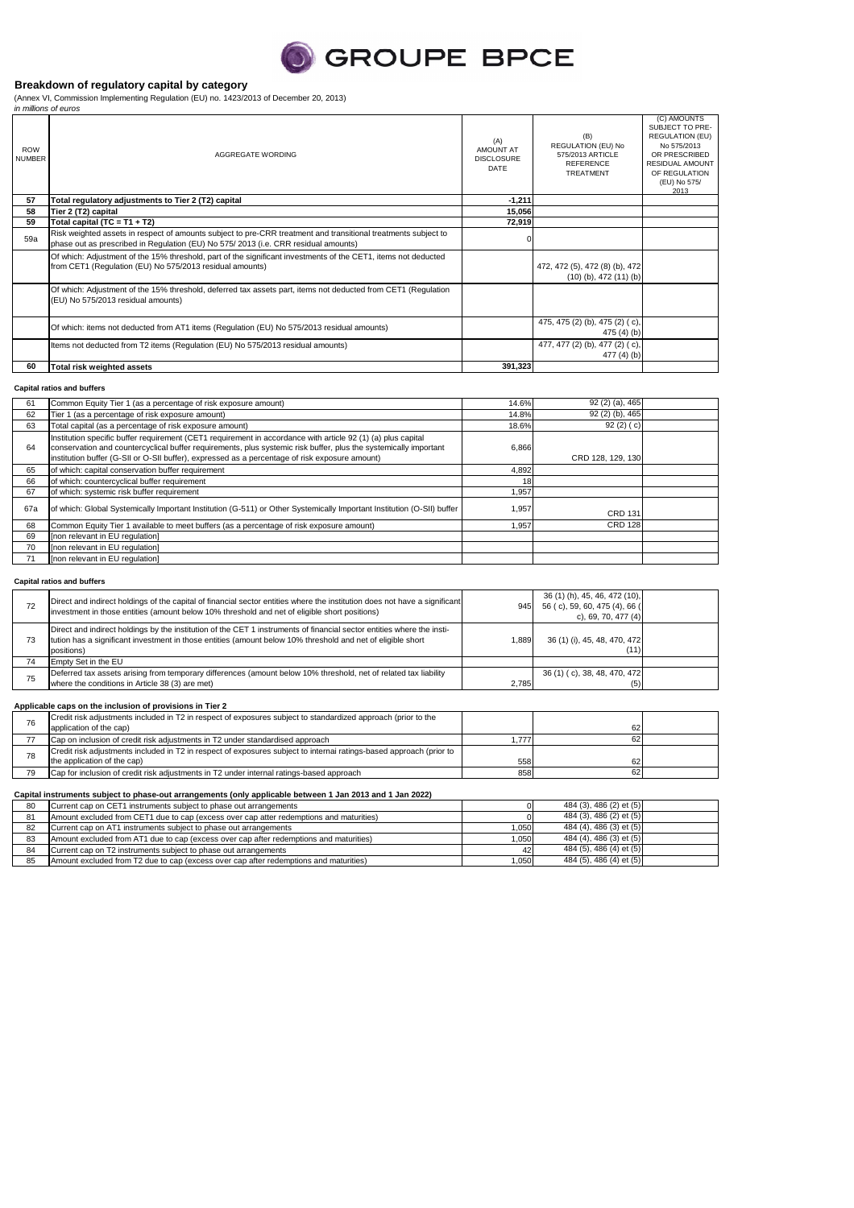# Breakdown of regulatory capital by category

(Annex VI, Commission Implementing Regulation (EU) no. 1423/2013 of December 20, 2013)

*in millions of euros*

| ROW NUMBER | AGGREGATE WORDING | (A) AMOUNT AT DISCLOSURE DATE | (B) REGULATION (EU) No 575/2013 ARTICLE REFERENCE TREATMENT | (C) AMOUNTS SUBJECT TO PRE-REGULATION (EU) No 575/2013 OR PRESCRIBED RESIDUAL AMOUNT OF REGULATION (EU) No 575/ 2013 |
|---|---|---|---|---|
| **57** | **Total regulatory adjustments to Tier 2 (T2) capital** | **-1,211** | | |
| **58** | **Tier 2 (T2) capital** | **15,056** | | |
| **59** | **Total capital (TC = T1 + T2)** | **72,919** | | |
| 59a | Risk weighted assets in respect of amounts subject to pre-CRR treatment and transitional treatments subject to phase out as prescribed in Regulation (EU) No 575/ 2013 (i.e. CRR residual amounts) | 0 | | |
| | Of which: Adjustment of the 15% threshold, part of the significant investments of the CET1, items not deducted from CET1 (Regulation (EU) No 575/2013 residual amounts) | | 472, 472 (5), 472 (8) (b), 472 (10) (b), 472 (11) (b) | |
| | Of which: Adjustment of the 15% threshold, deferred tax assets part, items not deducted from CET1 (Regulation (EU) No 575/2013 residual amounts) | | | |
| | Of which: items not deducted from AT1 items (Regulation (EU) No 575/2013 residual amounts) | | 475, 475 (2) (b), 475 (2) ( c), 475 (4) (b) | |
| | Items not deducted from T2 items (Regulation (EU) No 575/2013 residual amounts) | | 477, 477 (2) (b), 477 (2) ( c), 477 (4) (b) | |
| **60** | **Total risk weighted assets** | **391,323** | | |

**Capital ratios and buffers**

| | | | | |
|---|---|---|---|---|
| 61 | Common Equity Tier 1 (as a percentage of risk exposure amount) | 14.6% | 92 (2) (a), 465 | |
| 62 | Tier 1 (as a percentage of risk exposure amount) | 14.8% | 92 (2) (b), 465 | |
| 63 | Total capital (as a percentage of risk exposure amount) | 18.6% | 92 (2) ( c) | |
| 64 | Institution specific buffer requirement (CET1 requirement in accordance with article 92 (1) (a) plus capital conservation and countercyclical buffer requirements, plus systemic risk buffer, plus the systemically important institution buffer (G-SII or O-SII buffer), expressed as a percentage of risk exposure amount) | 6,866 | CRD 128, 129, 130 | |
| 65 | of which: capital conservation buffer requirement | 4,892 | | |
| 66 | of which: countercyclical buffer requirement | 18 | | |
| 67 | of which: systemic risk buffer requirement | 1,957 | | |
| 67a | of which: Global Systemically Important Institution (G-511) or Other Systemically Important Institution (O-SII) buffer | 1,957 | CRD 131 | |
| 68 | Common Equity Tier 1 available to meet buffers (as a percentage of risk exposure amount) | 1,957 | CRD 128 | |
| 69 | [non relevant in EU regulation] | | | |
| 70 | [non relevant in EU regulation] | | | |
| 71 | [non relevant in EU regulation] | | | |

**Capital ratios and buffers**

| | | | | |
|---|---|---|---|---|
| 72 | Direct and indirect holdings of the capital of financial sector entities where the institution does not have a significant investment in those entities (amount below 10% threshold and net of eligible short positions) | 945 | 36 (1) (h), 45, 46, 472 (10), 56 ( c), 59, 60, 475 (4), 66 ( c), 69, 70, 477 (4) | |
| 73 | Direct and indirect holdings by the institution of the CET 1 instruments of financial sector entities where the institution has a significant investment in those entities (amount below 10% threshold and net of eligible short positions) | 1,889 | 36 (1) (i), 45, 48, 470, 472 (11) | |
| 74 | Empty Set in the EU | | | |
| 75 | Deferred tax assets arising from temporary differences (amount below 10% threshold, net of related tax liability where the conditions in Article 38 (3) are met) | 2,785 | 36 (1) ( c), 38, 48, 470, 472 (5) | |

**Applicable caps on the inclusion of provisions in Tier 2**

| | | | | |
|---|---|---|---|---|
| 76 | Credit risk adjustments included in T2 in respect of exposures subject to standardized approach (prior to the application of the cap) | | 62 | |
| 77 | Cap on inclusion of credit risk adjustments in T2 under standardised approach | 1,777 | 62 | |
| 78 | Credit risk adjustments included in T2 in respect of exposures subject to internal ratings-based approach (prior to the application of the cap) | 558 | 62 | |
| 79 | Cap for inclusion of credit risk adjustments in T2 under internal ratings-based approach | 858 | 62 | |

**Capital instruments subject to phase-out arrangements (only applicable between 1 Jan 2013 and 1 Jan 2022)**

| | | | | |
|---|---|---|---|---|
| 80 | Current cap on CET1 instruments subject to phase out arrangements | 0 | 484 (3), 486 (2) et (5) | |
| 81 | Amount excluded from CET1 due to cap (excess over cap atter redemptions and maturities) | 0 | 484 (3), 486 (2) et (5) | |
| 82 | Current cap on AT1 instruments subject to phase out arrangements | 1,050 | 484 (4), 486 (3) et (5) | |
| 83 | Amount excluded from AT1 due to cap (excess over cap after redemptions and maturities) | 1,050 | 484 (4), 486 (3) et (5) | |
| 84 | Current cap on T2 instruments subject to phase out arrangements | 42 | 484 (5), 486 (4) et (5) | |
| 85 | Amount excluded from T2 due to cap (excess over cap after redemptions and maturities) | 1,050 | 484 (5), 486 (4) et (5) | |